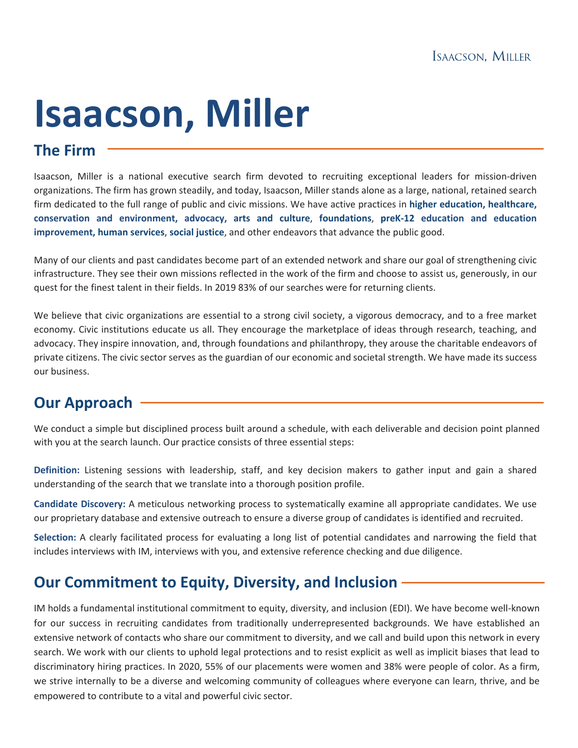# Isaacson, Miller

## The Firm

Isaacson, Miller is a national executive search firm devoted to recruiting exceptional leaders for mission-driven organizations. The firm has grown steadily, and today, Isaacson, Miller stands alone as a large, national, retained search firm dedicated to the full range of public and civic missions. We have active practices in **higher education, healthcare, conservation and environment, advocacy, arts and culture**, **foundations**, **preK-12 education and education improvement, human services**, **social justice**, and other endeavors that advance the public good.

Many of our clients and past candidates become part of an extended network and share our goal of strengthening civic infrastructure. They see their own missions reflected in the work of the firm and choose to assist us, generously, in our quest for the finest talent in their fields. In 2019 83% of our searches were for returning clients.

We believe that civic organizations are essential to a strong civil society, a vigorous democracy, and to a free market economy. Civic institutions educate us all. They encourage the marketplace of ideas through research, teaching, and advocacy. They inspire innovation, and, through foundations and philanthropy, they arouse the charitable endeavors of private citizens. The civic sector serves as the guardian of our economic and societal strength. We have made its success our business.

## Our Approach

We conduct a simple but disciplined process built around a schedule, with each deliverable and decision point planned with you at the search launch. Our practice consists of three essential steps:

**Definition:** Listening sessions with leadership, staff, and key decision makers to gather input and gain a shared understanding of the search that we translate into a thorough position profile.

**Candidate Discovery:** A meticulous networking process to systematically examine all appropriate candidates. We use our proprietary database and extensive outreach to ensure a diverse group of candidates is identified and recruited.

**Selection:** A clearly facilitated process for evaluating a long list of potential candidates and narrowing the field that includes interviews with IM, interviews with you, and extensive reference checking and due diligence.

## Our Commitment to Equity, Diversity, and Inclusion

IM holds a fundamental institutional commitment to equity, diversity, and inclusion (EDI). We have become well-known for our success in recruiting candidates from traditionally underrepresented backgrounds. We have established an extensive network of contacts who share our commitment to diversity, and we call and build upon this network in every search. We work with our clients to uphold legal protections and to resist explicit as well as implicit biases that lead to discriminatory hiring practices. In 2020, 55% of our placements were women and 38% were people of color. As a firm, we strive internally to be a diverse and welcoming community of colleagues where everyone can learn, thrive, and be empowered to contribute to a vital and powerful civic sector.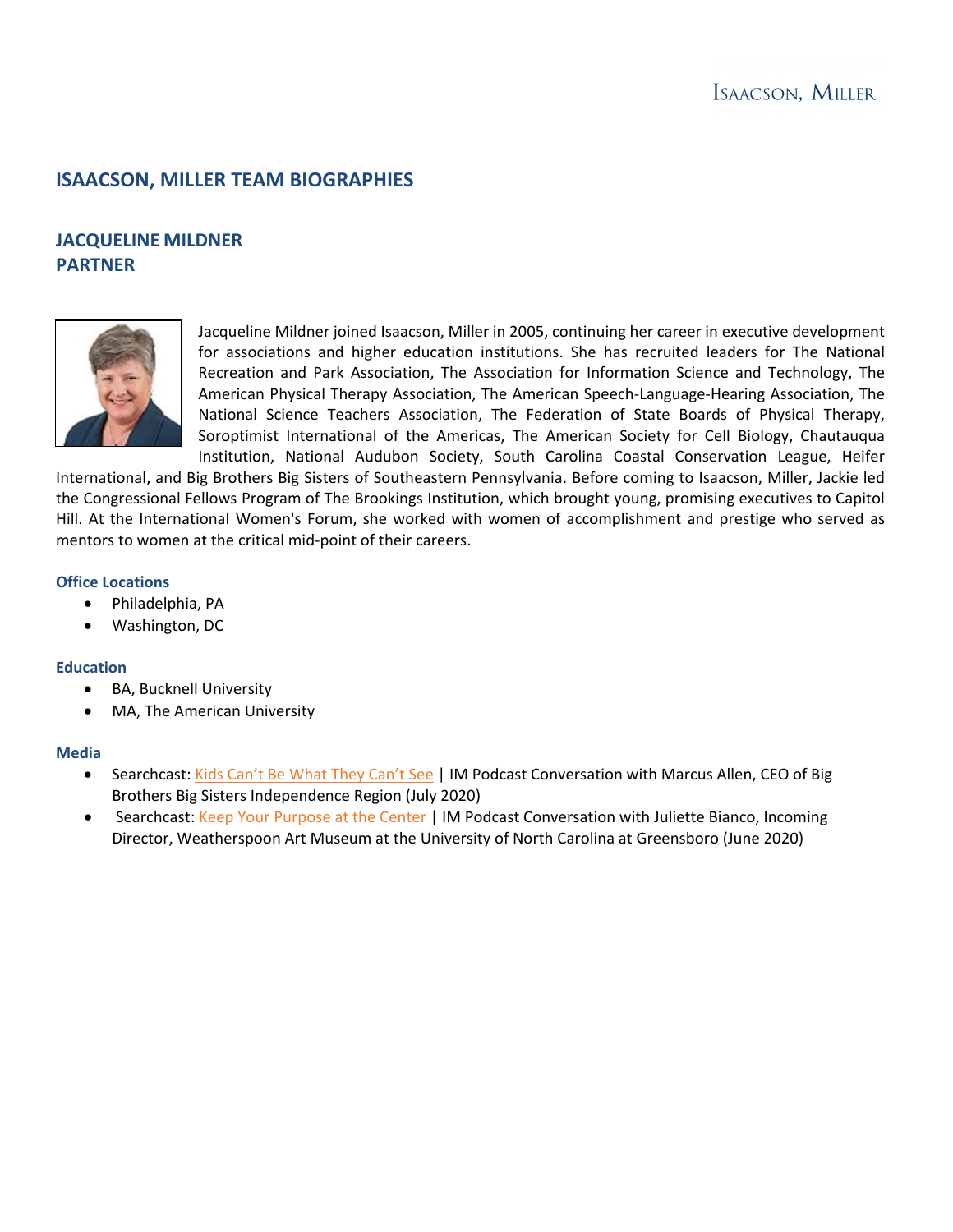## ISAACSON, MILLER TEAM BIOGRAPHIES

### JACQUELINE MILDNER
### PARTNER

Jacqueline Mildner joined Isaacson, Miller in 2005, continuing her career in executive development for associations and higher education institutions. She has recruited leaders for The National Recreation and Park Association, The Association for Information Science and Technology, The American Physical Therapy Association, The American Speech-Language-Hearing Association, The National Science Teachers Association, The Federation of State Boards of Physical Therapy, Soroptimist International of the Americas, The American Society for Cell Biology, Chautauqua Institution, National Audubon Society, South Carolina Coastal Conservation League, Heifer International, and Big Brothers Big Sisters of Southeastern Pennsylvania. Before coming to Isaacson, Miller, Jackie led the Congressional Fellows Program of The Brookings Institution, which brought young, promising executives to Capitol Hill. At the International Women's Forum, she worked with women of accomplishment and prestige who served as mentors to women at the critical mid-point of their careers.

#### Office Locations

- Philadelphia, PA
- Washington, DC

#### Education

- BA, Bucknell University
- MA, The American University

#### Media

- Searchcast: Kids Can't Be What They Can't See | IM Podcast Conversation with Marcus Allen, CEO of Big Brothers Big Sisters Independence Region (July 2020)
- Searchcast: Keep Your Purpose at the Center | IM Podcast Conversation with Juliette Bianco, Incoming Director, Weatherspoon Art Museum at the University of North Carolina at Greensboro (June 2020)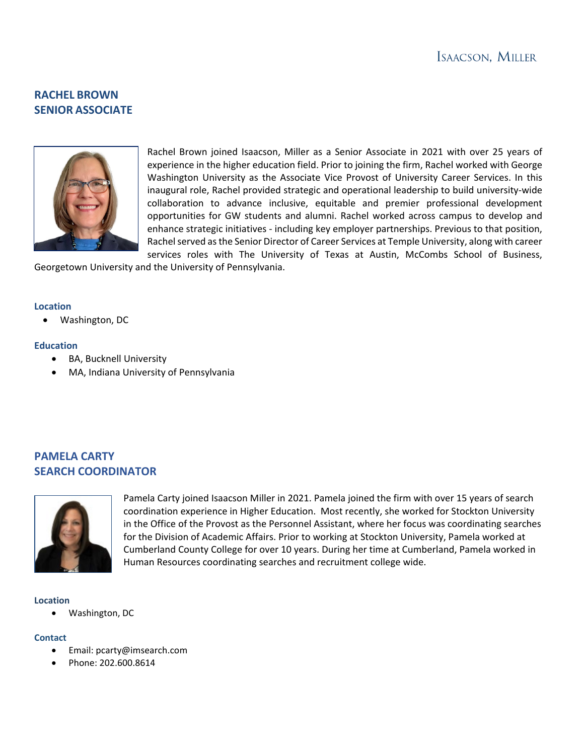## RACHEL BROWN
## SENIOR ASSOCIATE

Rachel Brown joined Isaacson, Miller as a Senior Associate in 2021 with over 25 years of experience in the higher education field. Prior to joining the firm, Rachel worked with George Washington University as the Associate Vice Provost of University Career Services. In this inaugural role, Rachel provided strategic and operational leadership to build university-wide collaboration to advance inclusive, equitable and premier professional development opportunities for GW students and alumni. Rachel worked across campus to develop and enhance strategic initiatives - including key employer partnerships. Previous to that position, Rachel served as the Senior Director of Career Services at Temple University, along with career services roles with The University of Texas at Austin, McCombs School of Business, Georgetown University and the University of Pennsylvania.

**Location**

- Washington, DC

**Education**

- BA, Bucknell University
- MA, Indiana University of Pennsylvania

## PAMELA CARTY
## SEARCH COORDINATOR

Pamela Carty joined Isaacson Miller in 2021. Pamela joined the firm with over 15 years of search coordination experience in Higher Education. Most recently, she worked for Stockton University in the Office of the Provost as the Personnel Assistant, where her focus was coordinating searches for the Division of Academic Affairs. Prior to working at Stockton University, Pamela worked at Cumberland County College for over 10 years. During her time at Cumberland, Pamela worked in Human Resources coordinating searches and recruitment college wide.

**Location**

- Washington, DC

**Contact**

- Email: pcarty@imsearch.com
- Phone: 202.600.8614